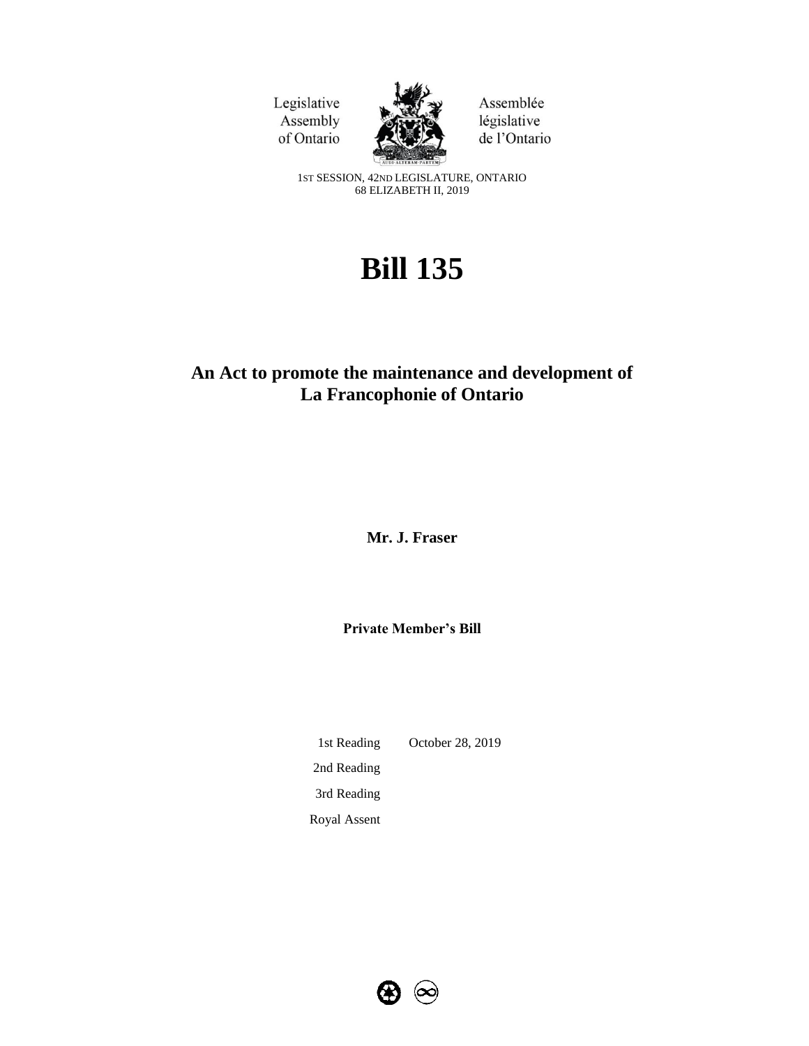Legislative Assembly of Ontario

Assemblée législative de l'Ontario

1ST SESSION, 42ND LEGISLATURE, ONTARIO
68 ELIZABETH II, 2019

# Bill 135

## An Act to promote the maintenance and development of La Francophonie of Ontario

**Mr. J. Fraser**

**Private Member's Bill**

| | |
|---|---|
| 1st Reading | October 28, 2019 |
| 2nd Reading | |
| 3rd Reading | |
| Royal Assent | |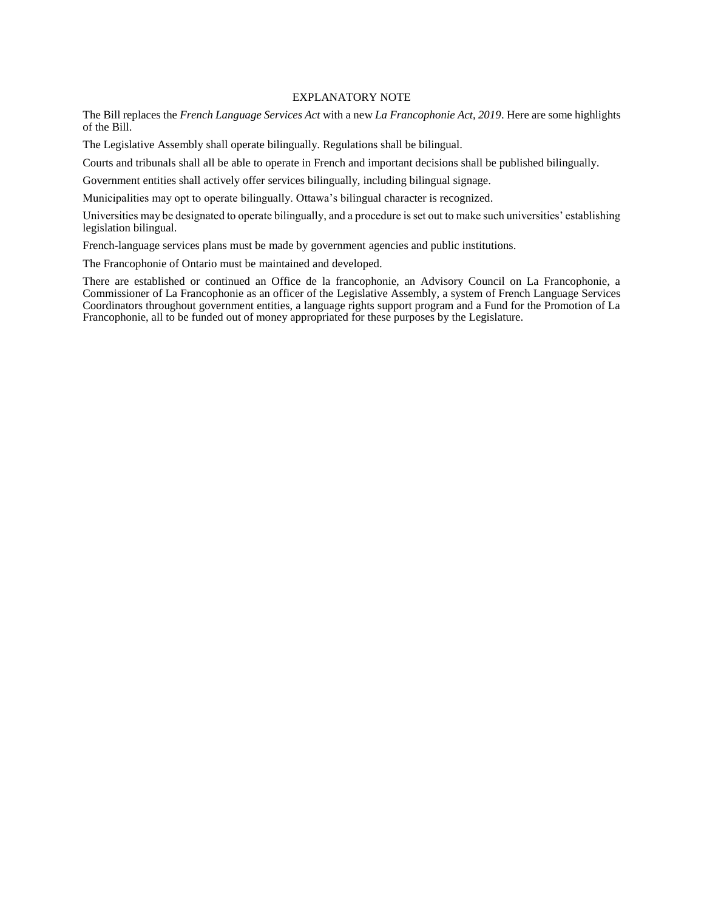## EXPLANATORY NOTE

The Bill replaces the *French Language Services Act* with a new *La Francophonie Act, 2019*. Here are some highlights of the Bill.

The Legislative Assembly shall operate bilingually. Regulations shall be bilingual.

Courts and tribunals shall all be able to operate in French and important decisions shall be published bilingually.

Government entities shall actively offer services bilingually, including bilingual signage.

Municipalities may opt to operate bilingually. Ottawa's bilingual character is recognized.

Universities may be designated to operate bilingually, and a procedure is set out to make such universities' establishing legislation bilingual.

French-language services plans must be made by government agencies and public institutions.

The Francophonie of Ontario must be maintained and developed.

There are established or continued an Office de la francophonie, an Advisory Council on La Francophonie, a Commissioner of La Francophonie as an officer of the Legislative Assembly, a system of French Language Services Coordinators throughout government entities, a language rights support program and a Fund for the Promotion of La Francophonie, all to be funded out of money appropriated for these purposes by the Legislature.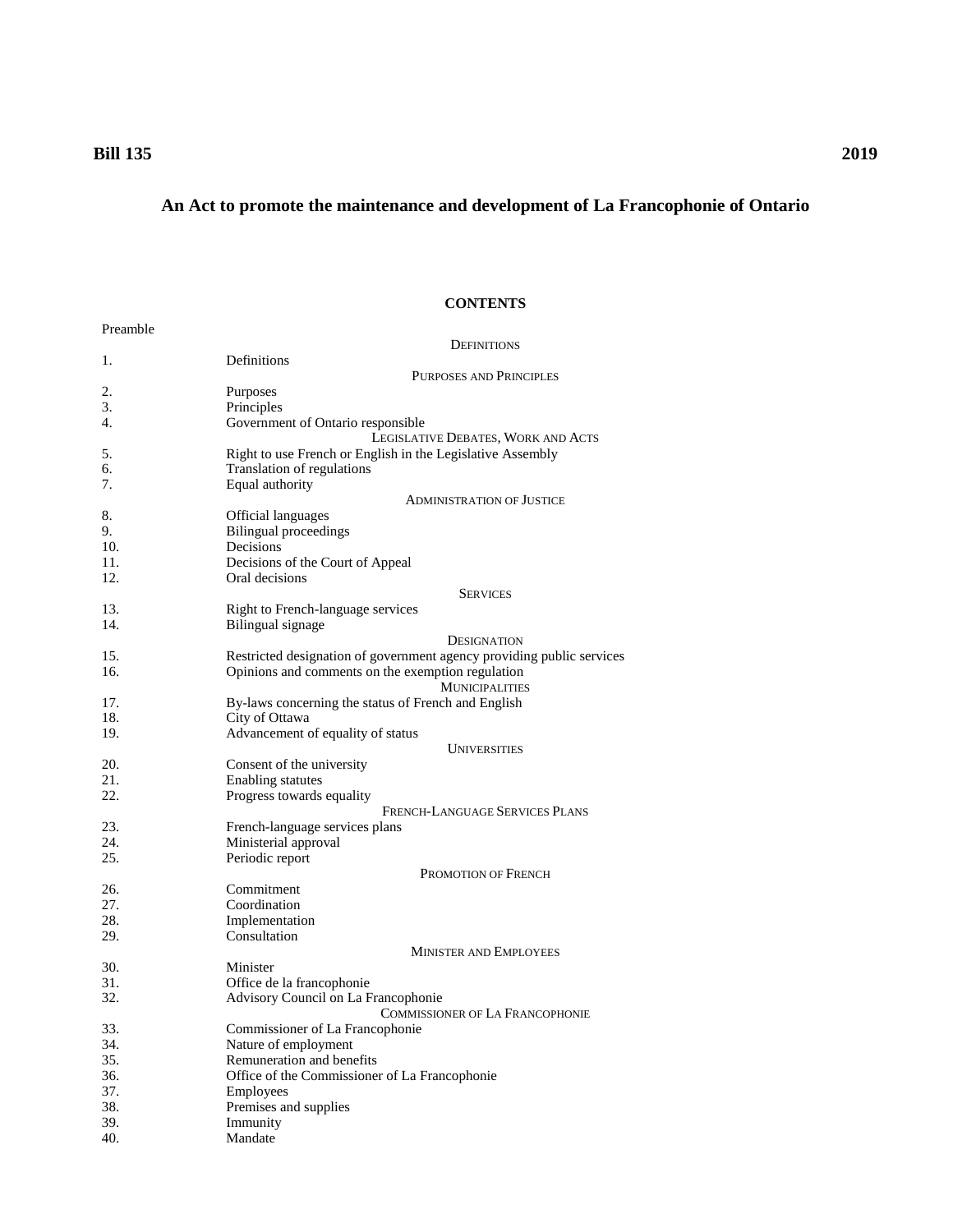**Bill 135** **2019**

# An Act to promote the maintenance and development of La Francophonie of Ontario

## CONTENTS

Preamble

DEFINITIONS

| | |
|---|---|
| 1. | Definitions |

PURPOSES AND PRINCIPLES

| | |
|---|---|
| 2. | Purposes |
| 3. | Principles |
| 4. | Government of Ontario responsible |

LEGISLATIVE DEBATES, WORK AND ACTS

| | |
|---|---|
| 5. | Right to use French or English in the Legislative Assembly |
| 6. | Translation of regulations |
| 7. | Equal authority |

ADMINISTRATION OF JUSTICE

| | |
|---|---|
| 8. | Official languages |
| 9. | Bilingual proceedings |
| 10. | Decisions |
| 11. | Decisions of the Court of Appeal |
| 12. | Oral decisions |

SERVICES

| | |
|---|---|
| 13. | Right to French-language services |
| 14. | Bilingual signage |

DESIGNATION

| | |
|---|---|
| 15. | Restricted designation of government agency providing public services |
| 16. | Opinions and comments on the exemption regulation |

MUNICIPALITIES

| | |
|---|---|
| 17. | By-laws concerning the status of French and English |
| 18. | City of Ottawa |
| 19. | Advancement of equality of status |

UNIVERSITIES

| | |
|---|---|
| 20. | Consent of the university |
| 21. | Enabling statutes |
| 22. | Progress towards equality |

FRENCH-LANGUAGE SERVICES PLANS

| | |
|---|---|
| 23. | French-language services plans |
| 24. | Ministerial approval |
| 25. | Periodic report |

PROMOTION OF FRENCH

| | |
|---|---|
| 26. | Commitment |
| 27. | Coordination |
| 28. | Implementation |
| 29. | Consultation |

MINISTER AND EMPLOYEES

| | |
|---|---|
| 30. | Minister |
| 31. | Office de la francophonie |
| 32. | Advisory Council on La Francophonie |

COMMISSIONER OF LA FRANCOPHONIE

| | |
|---|---|
| 33. | Commissioner of La Francophonie |
| 34. | Nature of employment |
| 35. | Remuneration and benefits |
| 36. | Office of the Commissioner of La Francophonie |
| 37. | Employees |
| 38. | Premises and supplies |
| 39. | Immunity |
| 40. | Mandate |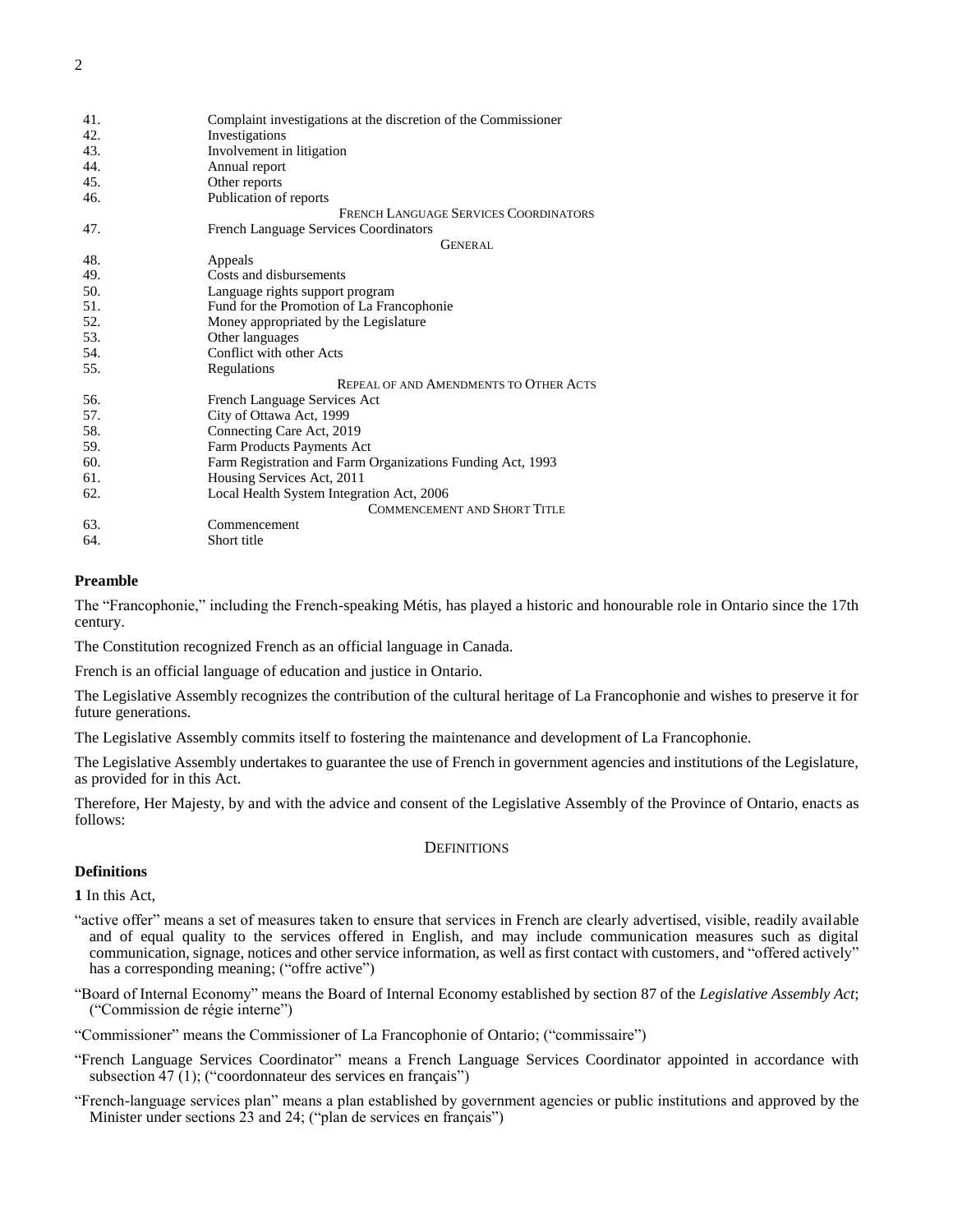| | |
|---|---|
| 41. | Complaint investigations at the discretion of the Commissioner |
| 42. | Investigations |
| 43. | Involvement in litigation |
| 44. | Annual report |
| 45. | Other reports |
| 46. | Publication of reports |
| | FRENCH LANGUAGE SERVICES COORDINATORS |
| 47. | French Language Services Coordinators |
| | GENERAL |
| 48. | Appeals |
| 49. | Costs and disbursements |
| 50. | Language rights support program |
| 51. | Fund for the Promotion of La Francophonie |
| 52. | Money appropriated by the Legislature |
| 53. | Other languages |
| 54. | Conflict with other Acts |
| 55. | Regulations |
| | REPEAL OF AND AMENDMENTS TO OTHER ACTS |
| 56. | French Language Services Act |
| 57. | City of Ottawa Act, 1999 |
| 58. | Connecting Care Act, 2019 |
| 59. | Farm Products Payments Act |
| 60. | Farm Registration and Farm Organizations Funding Act, 1993 |
| 61. | Housing Services Act, 2011 |
| 62. | Local Health System Integration Act, 2006 |
| | COMMENCEMENT AND SHORT TITLE |
| 63. | Commencement |
| 64. | Short title |

**Preamble**

The "Francophonie," including the French-speaking Métis, has played a historic and honourable role in Ontario since the 17th century.

The Constitution recognized French as an official language in Canada.

French is an official language of education and justice in Ontario.

The Legislative Assembly recognizes the contribution of the cultural heritage of La Francophonie and wishes to preserve it for future generations.

The Legislative Assembly commits itself to fostering the maintenance and development of La Francophonie.

The Legislative Assembly undertakes to guarantee the use of French in government agencies and institutions of the Legislature, as provided for in this Act.

Therefore, Her Majesty, by and with the advice and consent of the Legislative Assembly of the Province of Ontario, enacts as follows:

DEFINITIONS

**Definitions**

**1** In this Act,

"active offer" means a set of measures taken to ensure that services in French are clearly advertised, visible, readily available and of equal quality to the services offered in English, and may include communication measures such as digital communication, signage, notices and other service information, as well as first contact with customers, and "offered actively" has a corresponding meaning; ("offre active")

"Board of Internal Economy" means the Board of Internal Economy established by section 87 of the *Legislative Assembly Act*; ("Commission de régie interne")

"Commissioner" means the Commissioner of La Francophonie of Ontario; ("commissaire")

"French Language Services Coordinator" means a French Language Services Coordinator appointed in accordance with subsection 47 (1); ("coordonnateur des services en français")

"French-language services plan" means a plan established by government agencies or public institutions and approved by the Minister under sections 23 and 24; ("plan de services en français")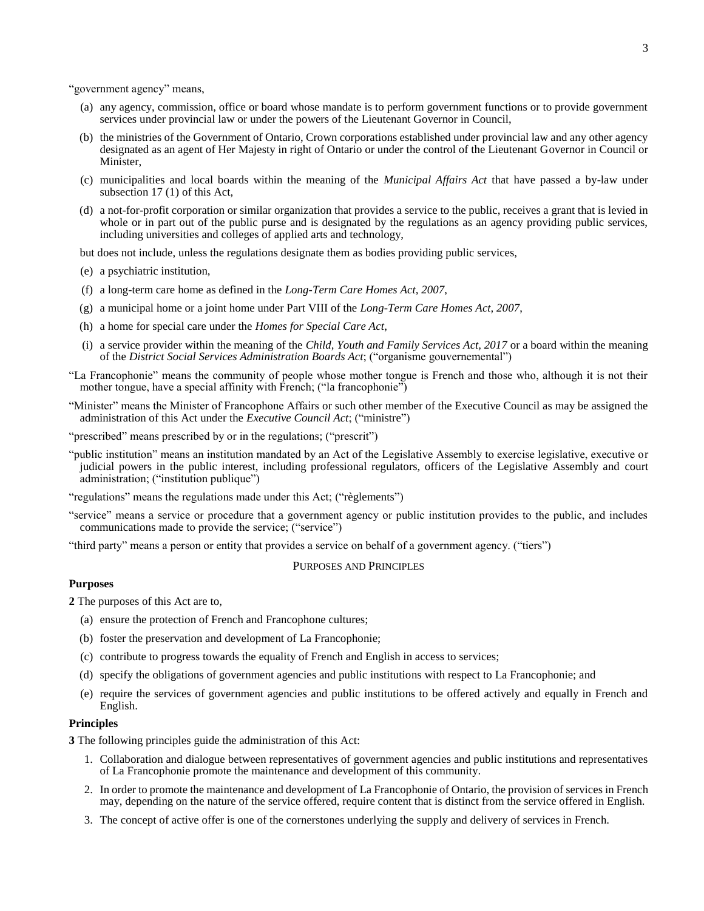"government agency" means,

(a) any agency, commission, office or board whose mandate is to perform government functions or to provide government services under provincial law or under the powers of the Lieutenant Governor in Council,

(b) the ministries of the Government of Ontario, Crown corporations established under provincial law and any other agency designated as an agent of Her Majesty in right of Ontario or under the control of the Lieutenant Governor in Council or Minister,

(c) municipalities and local boards within the meaning of the *Municipal Affairs Act* that have passed a by-law under subsection 17 (1) of this Act,

(d) a not-for-profit corporation or similar organization that provides a service to the public, receives a grant that is levied in whole or in part out of the public purse and is designated by the regulations as an agency providing public services, including universities and colleges of applied arts and technology,

but does not include, unless the regulations designate them as bodies providing public services,

(e) a psychiatric institution,

(f) a long-term care home as defined in the *Long-Term Care Homes Act, 2007*,

(g) a municipal home or a joint home under Part VIII of the *Long-Term Care Homes Act, 2007*,

(h) a home for special care under the *Homes for Special Care Act*,

(i) a service provider within the meaning of the *Child, Youth and Family Services Act, 2017* or a board within the meaning of the *District Social Services Administration Boards Act*; ("organisme gouvernemental")

"La Francophonie" means the community of people whose mother tongue is French and those who, although it is not their mother tongue, have a special affinity with French; ("la francophonie")

"Minister" means the Minister of Francophone Affairs or such other member of the Executive Council as may be assigned the administration of this Act under the *Executive Council Act*; ("ministre")

"prescribed" means prescribed by or in the regulations; ("prescrit")

"public institution" means an institution mandated by an Act of the Legislative Assembly to exercise legislative, executive or judicial powers in the public interest, including professional regulators, officers of the Legislative Assembly and court administration; ("institution publique")

"regulations" means the regulations made under this Act; ("règlements")

"service" means a service or procedure that a government agency or public institution provides to the public, and includes communications made to provide the service; ("service")

"third party" means a person or entity that provides a service on behalf of a government agency. ("tiers")

PURPOSES AND PRINCIPLES

**Purposes**

**2** The purposes of this Act are to,

(a) ensure the protection of French and Francophone cultures;

(b) foster the preservation and development of La Francophonie;

(c) contribute to progress towards the equality of French and English in access to services;

(d) specify the obligations of government agencies and public institutions with respect to La Francophonie; and

(e) require the services of government agencies and public institutions to be offered actively and equally in French and English.

**Principles**

**3** The following principles guide the administration of this Act:

1. Collaboration and dialogue between representatives of government agencies and public institutions and representatives of La Francophonie promote the maintenance and development of this community.
2. In order to promote the maintenance and development of La Francophonie of Ontario, the provision of services in French may, depending on the nature of the service offered, require content that is distinct from the service offered in English.
3. The concept of active offer is one of the cornerstones underlying the supply and delivery of services in French.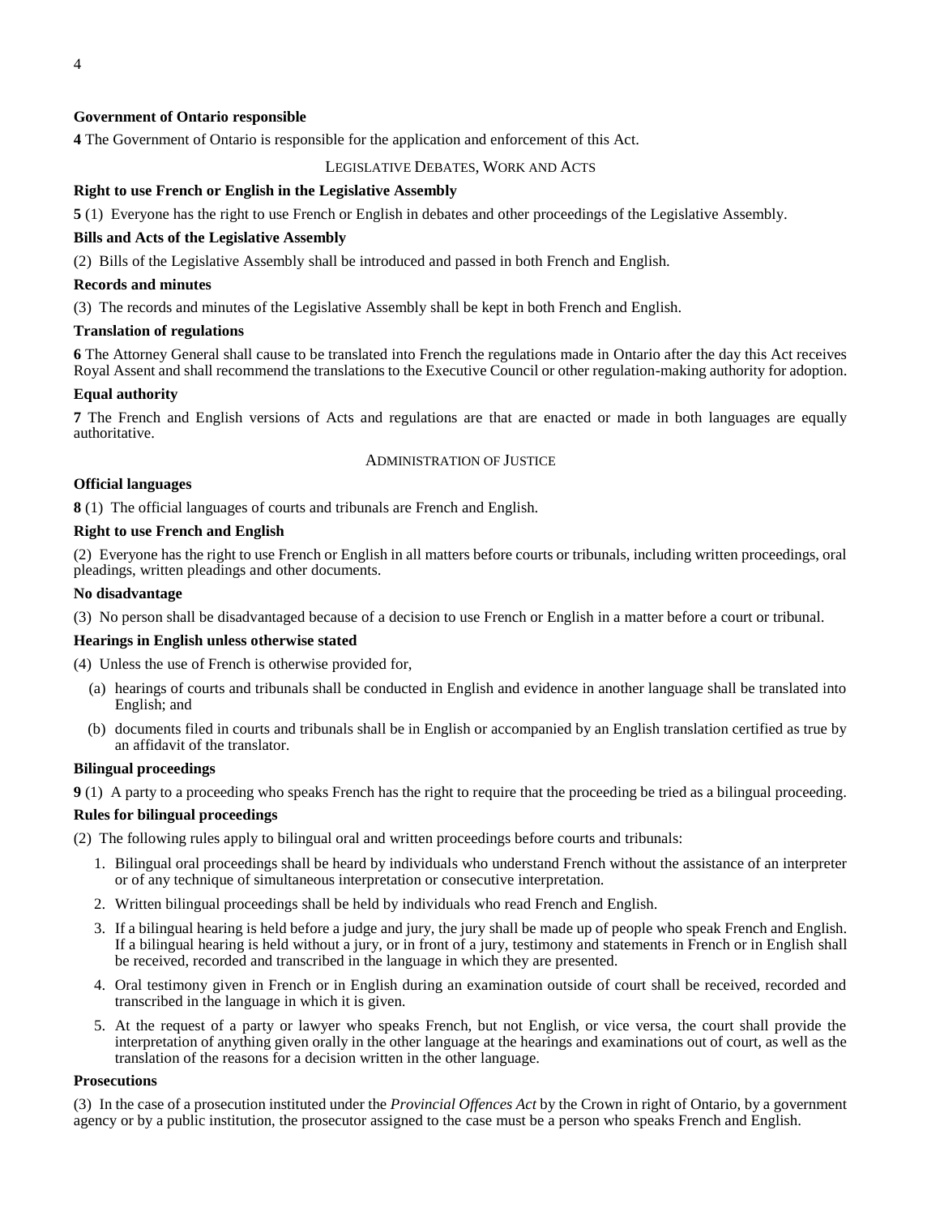**Government of Ontario responsible**

**4** The Government of Ontario is responsible for the application and enforcement of this Act.

LEGISLATIVE DEBATES, WORK AND ACTS

**Right to use French or English in the Legislative Assembly**

**5** (1) Everyone has the right to use French or English in debates and other proceedings of the Legislative Assembly.

**Bills and Acts of the Legislative Assembly**

(2) Bills of the Legislative Assembly shall be introduced and passed in both French and English.

**Records and minutes**

(3) The records and minutes of the Legislative Assembly shall be kept in both French and English.

**Translation of regulations**

**6** The Attorney General shall cause to be translated into French the regulations made in Ontario after the day this Act receives Royal Assent and shall recommend the translations to the Executive Council or other regulation-making authority for adoption.

**Equal authority**

**7** The French and English versions of Acts and regulations are that are enacted or made in both languages are equally authoritative.

ADMINISTRATION OF JUSTICE

**Official languages**

**8** (1) The official languages of courts and tribunals are French and English.

**Right to use French and English**

(2) Everyone has the right to use French or English in all matters before courts or tribunals, including written proceedings, oral pleadings, written pleadings and other documents.

**No disadvantage**

(3) No person shall be disadvantaged because of a decision to use French or English in a matter before a court or tribunal.

**Hearings in English unless otherwise stated**

(4) Unless the use of French is otherwise provided for,

- (a) hearings of courts and tribunals shall be conducted in English and evidence in another language shall be translated into English; and
- (b) documents filed in courts and tribunals shall be in English or accompanied by an English translation certified as true by an affidavit of the translator.

**Bilingual proceedings**

**9** (1) A party to a proceeding who speaks French has the right to require that the proceeding be tried as a bilingual proceeding.

**Rules for bilingual proceedings**

(2) The following rules apply to bilingual oral and written proceedings before courts and tribunals:

1. Bilingual oral proceedings shall be heard by individuals who understand French without the assistance of an interpreter or of any technique of simultaneous interpretation or consecutive interpretation.
2. Written bilingual proceedings shall be held by individuals who read French and English.
3. If a bilingual hearing is held before a judge and jury, the jury shall be made up of people who speak French and English. If a bilingual hearing is held without a jury, or in front of a jury, testimony and statements in French or in English shall be received, recorded and transcribed in the language in which they are presented.
4. Oral testimony given in French or in English during an examination outside of court shall be received, recorded and transcribed in the language in which it is given.
5. At the request of a party or lawyer who speaks French, but not English, or vice versa, the court shall provide the interpretation of anything given orally in the other language at the hearings and examinations out of court, as well as the translation of the reasons for a decision written in the other language.

**Prosecutions**

(3) In the case of a prosecution instituted under the *Provincial Offences Act* by the Crown in right of Ontario, by a government agency or by a public institution, the prosecutor assigned to the case must be a person who speaks French and English.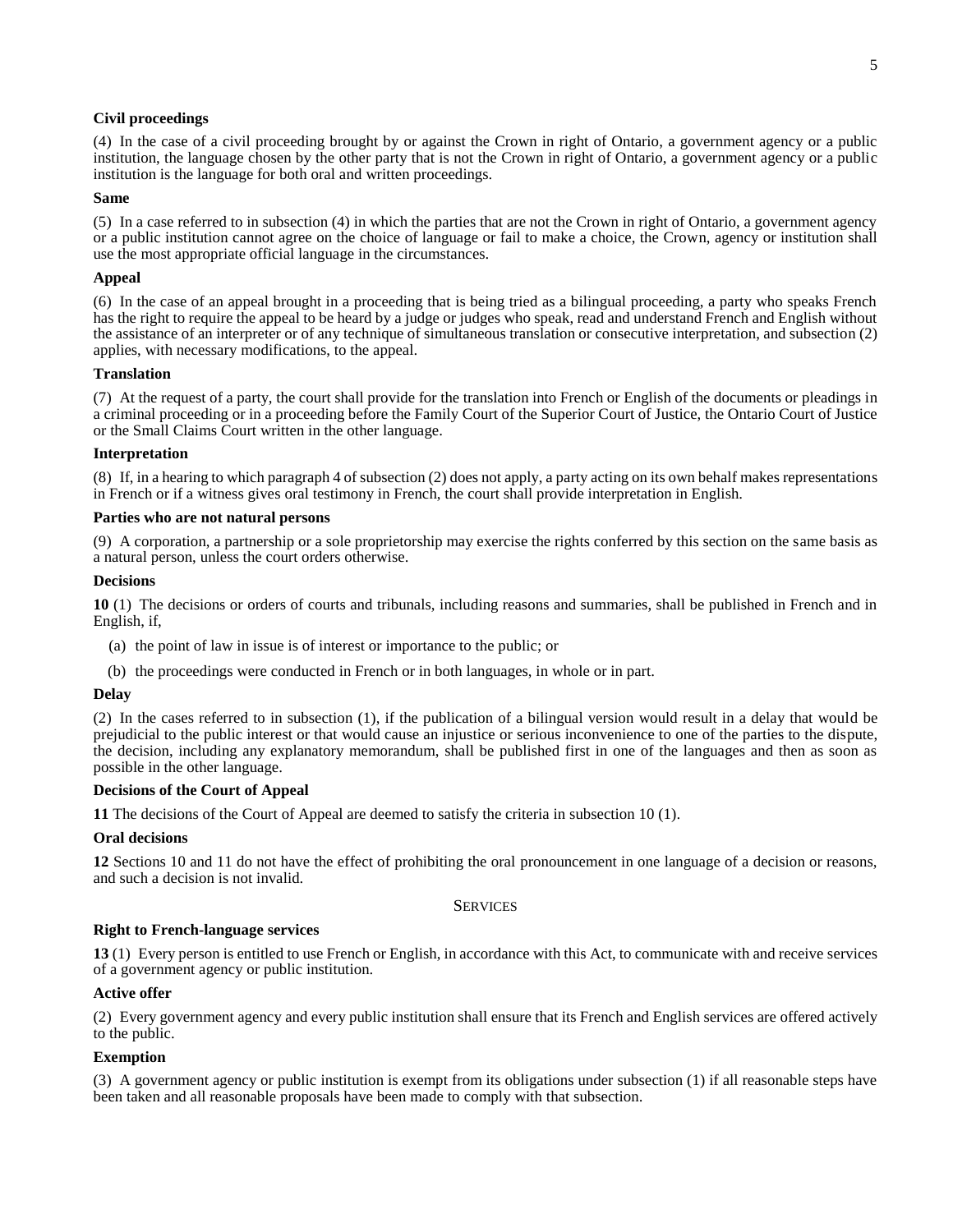**Civil proceedings**

(4) In the case of a civil proceeding brought by or against the Crown in right of Ontario, a government agency or a public institution, the language chosen by the other party that is not the Crown in right of Ontario, a government agency or a public institution is the language for both oral and written proceedings.

**Same**

(5) In a case referred to in subsection (4) in which the parties that are not the Crown in right of Ontario, a government agency or a public institution cannot agree on the choice of language or fail to make a choice, the Crown, agency or institution shall use the most appropriate official language in the circumstances.

**Appeal**

(6) In the case of an appeal brought in a proceeding that is being tried as a bilingual proceeding, a party who speaks French has the right to require the appeal to be heard by a judge or judges who speak, read and understand French and English without the assistance of an interpreter or of any technique of simultaneous translation or consecutive interpretation, and subsection (2) applies, with necessary modifications, to the appeal.

**Translation**

(7) At the request of a party, the court shall provide for the translation into French or English of the documents or pleadings in a criminal proceeding or in a proceeding before the Family Court of the Superior Court of Justice, the Ontario Court of Justice or the Small Claims Court written in the other language.

**Interpretation**

(8) If, in a hearing to which paragraph 4 of subsection (2) does not apply, a party acting on its own behalf makes representations in French or if a witness gives oral testimony in French, the court shall provide interpretation in English.

**Parties who are not natural persons**

(9) A corporation, a partnership or a sole proprietorship may exercise the rights conferred by this section on the same basis as a natural person, unless the court orders otherwise.

**Decisions**

**10** (1) The decisions or orders of courts and tribunals, including reasons and summaries, shall be published in French and in English, if,

(a) the point of law in issue is of interest or importance to the public; or

(b) the proceedings were conducted in French or in both languages, in whole or in part.

**Delay**

(2) In the cases referred to in subsection (1), if the publication of a bilingual version would result in a delay that would be prejudicial to the public interest or that would cause an injustice or serious inconvenience to one of the parties to the dispute, the decision, including any explanatory memorandum, shall be published first in one of the languages and then as soon as possible in the other language.

**Decisions of the Court of Appeal**

**11** The decisions of the Court of Appeal are deemed to satisfy the criteria in subsection 10 (1).

**Oral decisions**

**12** Sections 10 and 11 do not have the effect of prohibiting the oral pronouncement in one language of a decision or reasons, and such a decision is not invalid.

## SERVICES

**Right to French-language services**

**13** (1) Every person is entitled to use French or English, in accordance with this Act, to communicate with and receive services of a government agency or public institution.

**Active offer**

(2) Every government agency and every public institution shall ensure that its French and English services are offered actively to the public.

**Exemption**

(3) A government agency or public institution is exempt from its obligations under subsection (1) if all reasonable steps have been taken and all reasonable proposals have been made to comply with that subsection.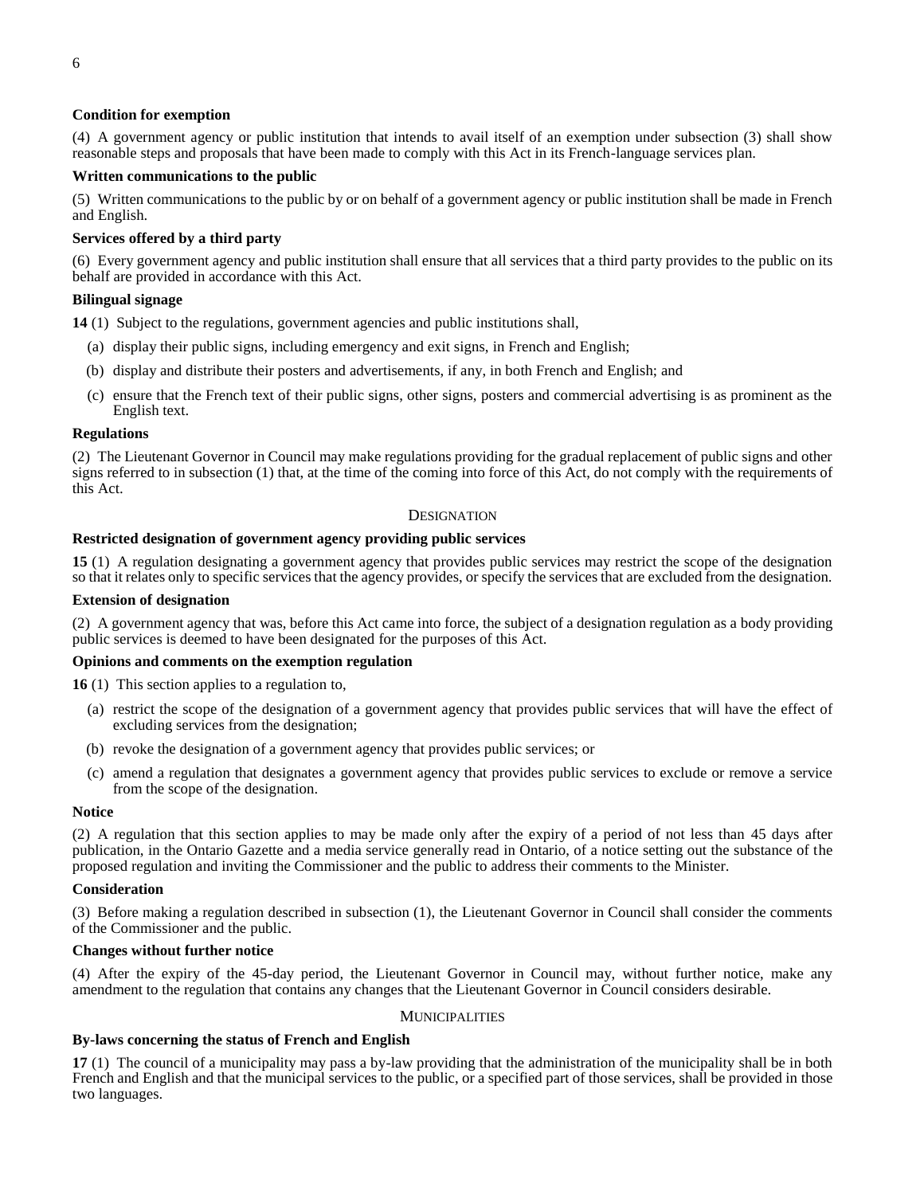**Condition for exemption**

(4) A government agency or public institution that intends to avail itself of an exemption under subsection (3) shall show reasonable steps and proposals that have been made to comply with this Act in its French-language services plan.

**Written communications to the public**

(5) Written communications to the public by or on behalf of a government agency or public institution shall be made in French and English.

**Services offered by a third party**

(6) Every government agency and public institution shall ensure that all services that a third party provides to the public on its behalf are provided in accordance with this Act.

**Bilingual signage**

**14** (1) Subject to the regulations, government agencies and public institutions shall,

- (a) display their public signs, including emergency and exit signs, in French and English;
- (b) display and distribute their posters and advertisements, if any, in both French and English; and
- (c) ensure that the French text of their public signs, other signs, posters and commercial advertising is as prominent as the English text.

**Regulations**

(2) The Lieutenant Governor in Council may make regulations providing for the gradual replacement of public signs and other signs referred to in subsection (1) that, at the time of the coming into force of this Act, do not comply with the requirements of this Act.

## DESIGNATION

**Restricted designation of government agency providing public services**

**15** (1) A regulation designating a government agency that provides public services may restrict the scope of the designation so that it relates only to specific services that the agency provides, or specify the services that are excluded from the designation.

**Extension of designation**

(2) A government agency that was, before this Act came into force, the subject of a designation regulation as a body providing public services is deemed to have been designated for the purposes of this Act.

**Opinions and comments on the exemption regulation**

**16** (1) This section applies to a regulation to,

- (a) restrict the scope of the designation of a government agency that provides public services that will have the effect of excluding services from the designation;
- (b) revoke the designation of a government agency that provides public services; or
- (c) amend a regulation that designates a government agency that provides public services to exclude or remove a service from the scope of the designation.

**Notice**

(2) A regulation that this section applies to may be made only after the expiry of a period of not less than 45 days after publication, in the Ontario Gazette and a media service generally read in Ontario, of a notice setting out the substance of the proposed regulation and inviting the Commissioner and the public to address their comments to the Minister.

**Consideration**

(3) Before making a regulation described in subsection (1), the Lieutenant Governor in Council shall consider the comments of the Commissioner and the public.

**Changes without further notice**

(4) After the expiry of the 45-day period, the Lieutenant Governor in Council may, without further notice, make any amendment to the regulation that contains any changes that the Lieutenant Governor in Council considers desirable.

## MUNICIPALITIES

**By-laws concerning the status of French and English**

**17** (1) The council of a municipality may pass a by-law providing that the administration of the municipality shall be in both French and English and that the municipal services to the public, or a specified part of those services, shall be provided in those two languages.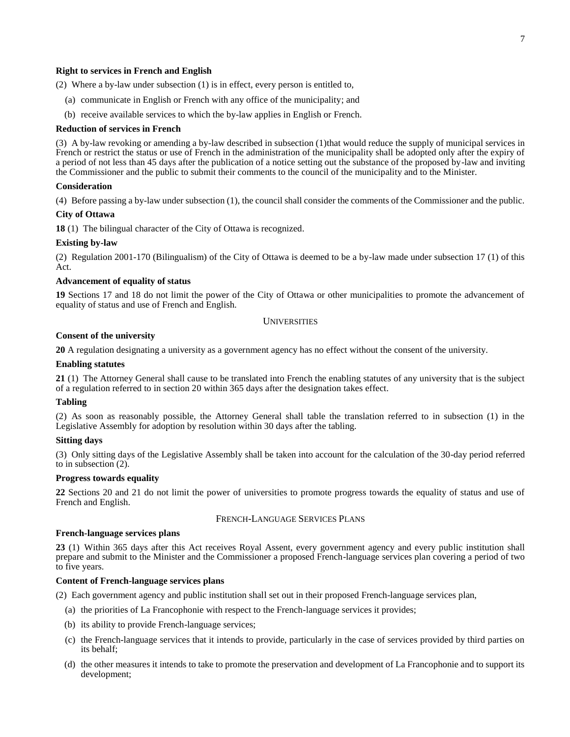**Right to services in French and English**

(2) Where a by-law under subsection (1) is in effect, every person is entitled to,

(a) communicate in English or French with any office of the municipality; and

(b) receive available services to which the by-law applies in English or French.

**Reduction of services in French**

(3) A by-law revoking or amending a by-law described in subsection (1)that would reduce the supply of municipal services in French or restrict the status or use of French in the administration of the municipality shall be adopted only after the expiry of a period of not less than 45 days after the publication of a notice setting out the substance of the proposed by-law and inviting the Commissioner and the public to submit their comments to the council of the municipality and to the Minister.

**Consideration**

(4) Before passing a by-law under subsection (1), the council shall consider the comments of the Commissioner and the public.

**City of Ottawa**

**18** (1) The bilingual character of the City of Ottawa is recognized.

**Existing by-law**

(2) Regulation 2001-170 (Bilingualism) of the City of Ottawa is deemed to be a by-law made under subsection 17 (1) of this Act.

**Advancement of equality of status**

**19** Sections 17 and 18 do not limit the power of the City of Ottawa or other municipalities to promote the advancement of equality of status and use of French and English.

UNIVERSITIES

**Consent of the university**

**20** A regulation designating a university as a government agency has no effect without the consent of the university.

**Enabling statutes**

**21** (1) The Attorney General shall cause to be translated into French the enabling statutes of any university that is the subject of a regulation referred to in section 20 within 365 days after the designation takes effect.

**Tabling**

(2) As soon as reasonably possible, the Attorney General shall table the translation referred to in subsection (1) in the Legislative Assembly for adoption by resolution within 30 days after the tabling.

**Sitting days**

(3) Only sitting days of the Legislative Assembly shall be taken into account for the calculation of the 30-day period referred to in subsection (2).

**Progress towards equality**

**22** Sections 20 and 21 do not limit the power of universities to promote progress towards the equality of status and use of French and English.

FRENCH-LANGUAGE SERVICES PLANS

**French-language services plans**

**23** (1) Within 365 days after this Act receives Royal Assent, every government agency and every public institution shall prepare and submit to the Minister and the Commissioner a proposed French-language services plan covering a period of two to five years.

**Content of French-language services plans**

(2) Each government agency and public institution shall set out in their proposed French-language services plan,

(a) the priorities of La Francophonie with respect to the French-language services it provides;

(b) its ability to provide French-language services;

(c) the French-language services that it intends to provide, particularly in the case of services provided by third parties on its behalf;

(d) the other measures it intends to take to promote the preservation and development of La Francophonie and to support its development;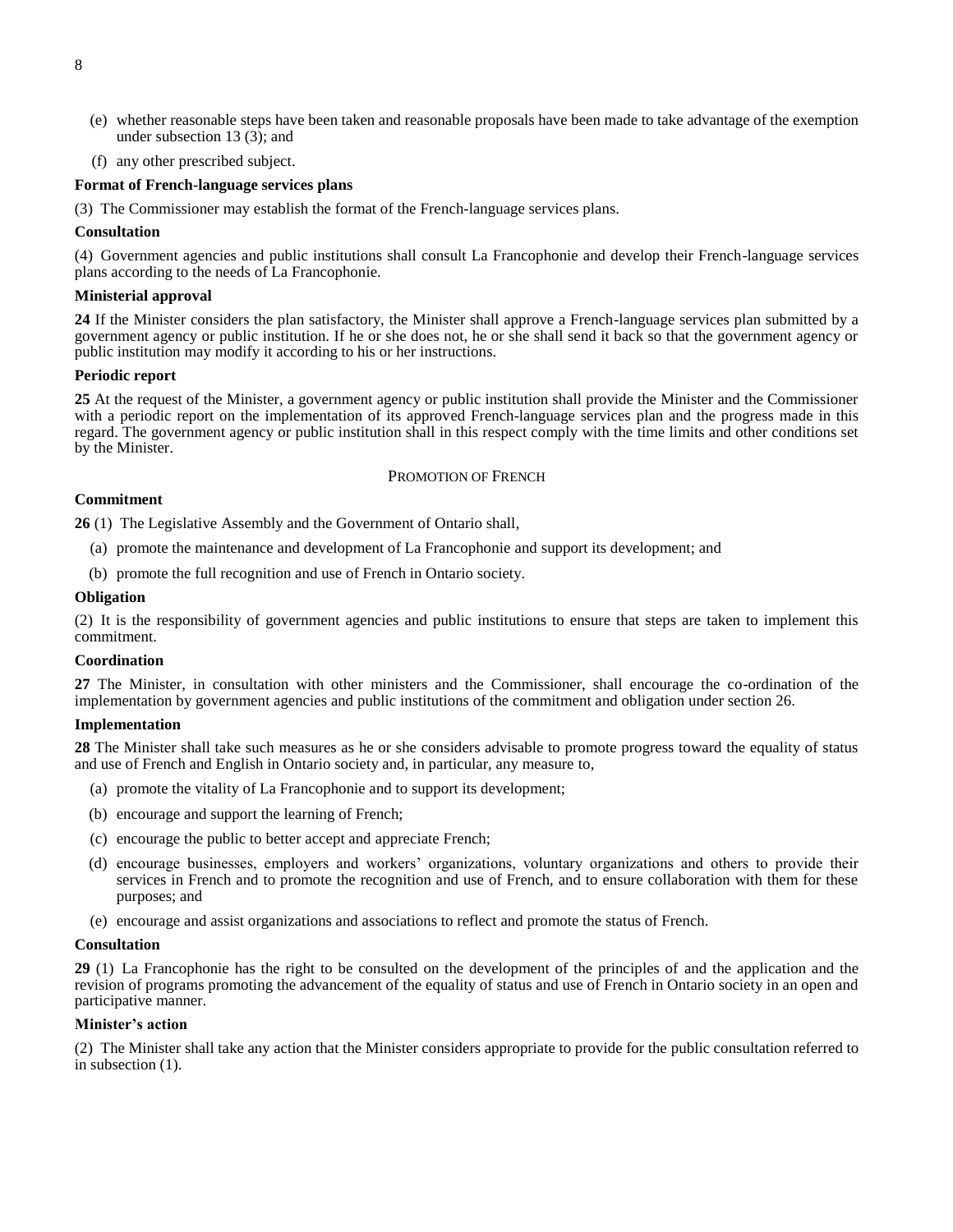(e) whether reasonable steps have been taken and reasonable proposals have been made to take advantage of the exemption under subsection 13 (3); and

(f) any other prescribed subject.

**Format of French-language services plans**

(3) The Commissioner may establish the format of the French-language services plans.

**Consultation**

(4) Government agencies and public institutions shall consult La Francophonie and develop their French-language services plans according to the needs of La Francophonie.

**Ministerial approval**

**24** If the Minister considers the plan satisfactory, the Minister shall approve a French-language services plan submitted by a government agency or public institution. If he or she does not, he or she shall send it back so that the government agency or public institution may modify it according to his or her instructions.

**Periodic report**

**25** At the request of the Minister, a government agency or public institution shall provide the Minister and the Commissioner with a periodic report on the implementation of its approved French-language services plan and the progress made in this regard. The government agency or public institution shall in this respect comply with the time limits and other conditions set by the Minister.

PROMOTION OF FRENCH

**Commitment**

**26** (1) The Legislative Assembly and the Government of Ontario shall,

(a) promote the maintenance and development of La Francophonie and support its development; and

(b) promote the full recognition and use of French in Ontario society.

**Obligation**

(2) It is the responsibility of government agencies and public institutions to ensure that steps are taken to implement this commitment.

**Coordination**

**27** The Minister, in consultation with other ministers and the Commissioner, shall encourage the co-ordination of the implementation by government agencies and public institutions of the commitment and obligation under section 26.

**Implementation**

**28** The Minister shall take such measures as he or she considers advisable to promote progress toward the equality of status and use of French and English in Ontario society and, in particular, any measure to,

(a) promote the vitality of La Francophonie and to support its development;

(b) encourage and support the learning of French;

(c) encourage the public to better accept and appreciate French;

(d) encourage businesses, employers and workers' organizations, voluntary organizations and others to provide their services in French and to promote the recognition and use of French, and to ensure collaboration with them for these purposes; and

(e) encourage and assist organizations and associations to reflect and promote the status of French.

**Consultation**

**29** (1) La Francophonie has the right to be consulted on the development of the principles of and the application and the revision of programs promoting the advancement of the equality of status and use of French in Ontario society in an open and participative manner.

**Minister's action**

(2) The Minister shall take any action that the Minister considers appropriate to provide for the public consultation referred to in subsection (1).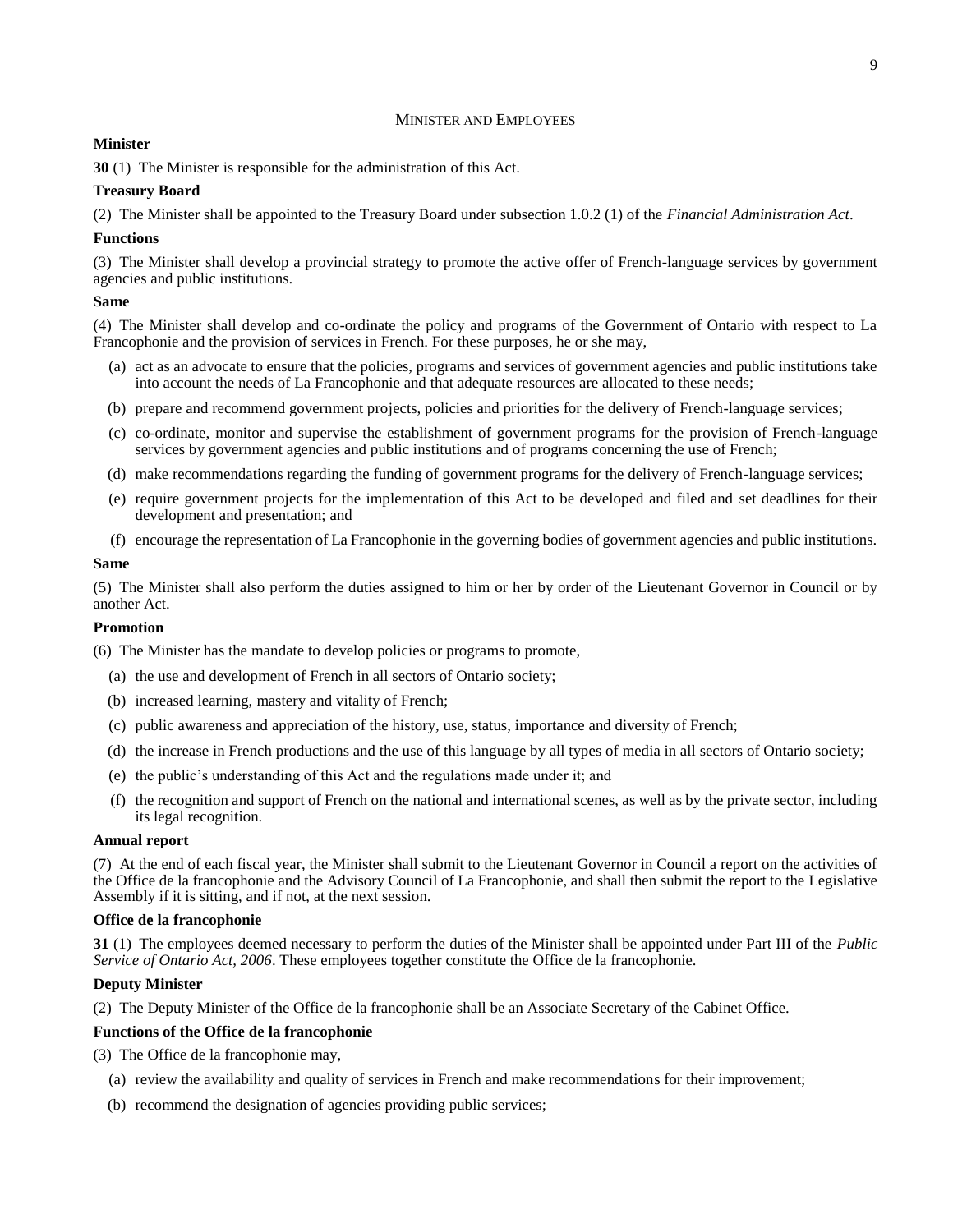## Minister and Employees

**Minister**

**30** (1) The Minister is responsible for the administration of this Act.

**Treasury Board**

(2) The Minister shall be appointed to the Treasury Board under subsection 1.0.2 (1) of the *Financial Administration Act*.

**Functions**

(3) The Minister shall develop a provincial strategy to promote the active offer of French-language services by government agencies and public institutions.

**Same**

(4) The Minister shall develop and co-ordinate the policy and programs of the Government of Ontario with respect to La Francophonie and the provision of services in French. For these purposes, he or she may,

- (a) act as an advocate to ensure that the policies, programs and services of government agencies and public institutions take into account the needs of La Francophonie and that adequate resources are allocated to these needs;
- (b) prepare and recommend government projects, policies and priorities for the delivery of French-language services;
- (c) co-ordinate, monitor and supervise the establishment of government programs for the provision of French-language services by government agencies and public institutions and of programs concerning the use of French;
- (d) make recommendations regarding the funding of government programs for the delivery of French-language services;
- (e) require government projects for the implementation of this Act to be developed and filed and set deadlines for their development and presentation; and
- (f) encourage the representation of La Francophonie in the governing bodies of government agencies and public institutions.

**Same**

(5) The Minister shall also perform the duties assigned to him or her by order of the Lieutenant Governor in Council or by another Act.

**Promotion**

(6) The Minister has the mandate to develop policies or programs to promote,

- (a) the use and development of French in all sectors of Ontario society;
- (b) increased learning, mastery and vitality of French;
- (c) public awareness and appreciation of the history, use, status, importance and diversity of French;
- (d) the increase in French productions and the use of this language by all types of media in all sectors of Ontario society;
- (e) the public's understanding of this Act and the regulations made under it; and
- (f) the recognition and support of French on the national and international scenes, as well as by the private sector, including its legal recognition.

**Annual report**

(7) At the end of each fiscal year, the Minister shall submit to the Lieutenant Governor in Council a report on the activities of the Office de la francophonie and the Advisory Council of La Francophonie, and shall then submit the report to the Legislative Assembly if it is sitting, and if not, at the next session.

**Office de la francophonie**

**31** (1) The employees deemed necessary to perform the duties of the Minister shall be appointed under Part III of the *Public Service of Ontario Act, 2006*. These employees together constitute the Office de la francophonie.

**Deputy Minister**

(2) The Deputy Minister of the Office de la francophonie shall be an Associate Secretary of the Cabinet Office.

**Functions of the Office de la francophonie**

(3) The Office de la francophonie may,

- (a) review the availability and quality of services in French and make recommendations for their improvement;
- (b) recommend the designation of agencies providing public services;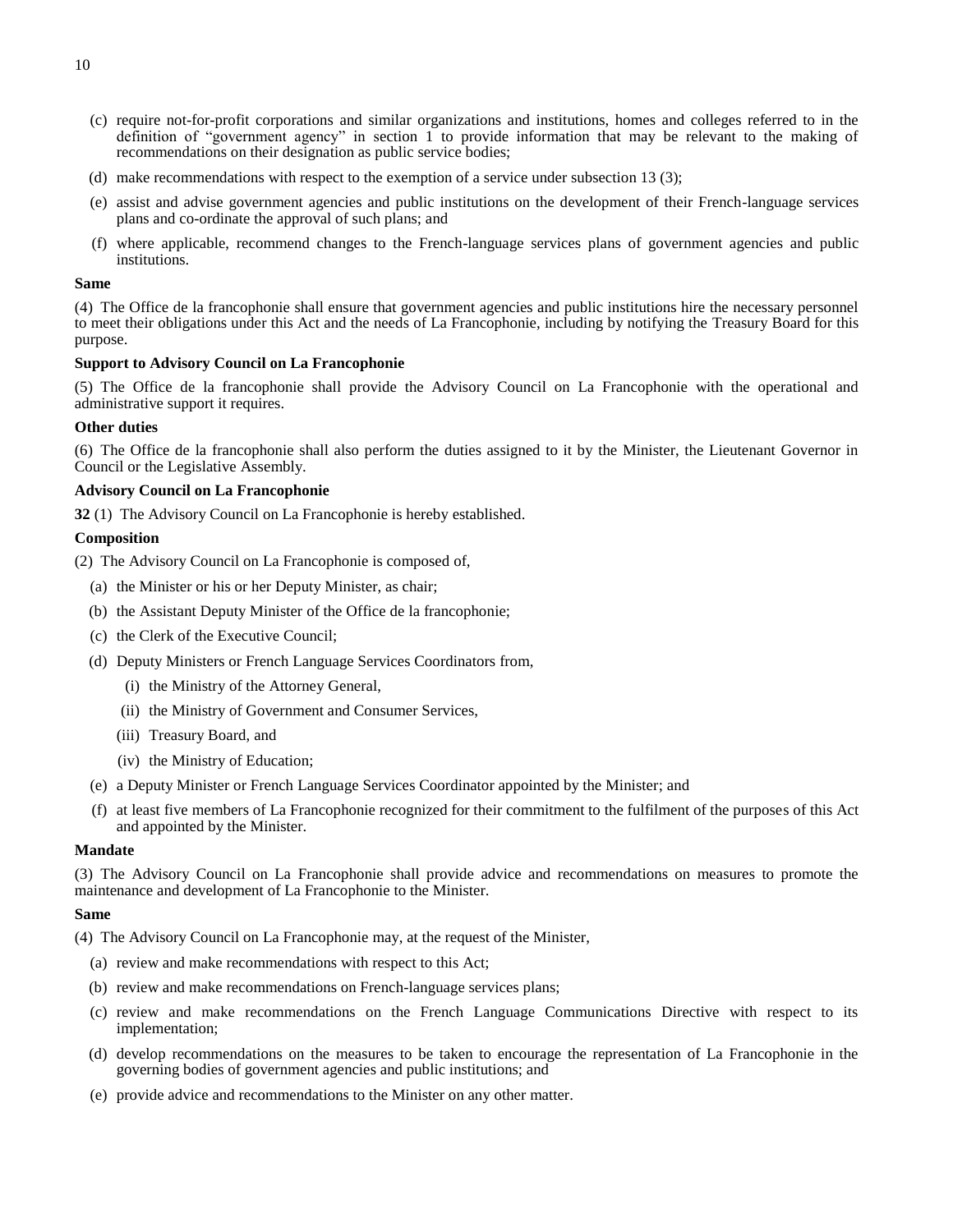(c) require not-for-profit corporations and similar organizations and institutions, homes and colleges referred to in the definition of "government agency" in section 1 to provide information that may be relevant to the making of recommendations on their designation as public service bodies;

(d) make recommendations with respect to the exemption of a service under subsection 13 (3);

(e) assist and advise government agencies and public institutions on the development of their French-language services plans and co-ordinate the approval of such plans; and

(f) where applicable, recommend changes to the French-language services plans of government agencies and public institutions.

**Same**

(4) The Office de la francophonie shall ensure that government agencies and public institutions hire the necessary personnel to meet their obligations under this Act and the needs of La Francophonie, including by notifying the Treasury Board for this purpose.

**Support to Advisory Council on La Francophonie**

(5) The Office de la francophonie shall provide the Advisory Council on La Francophonie with the operational and administrative support it requires.

**Other duties**

(6) The Office de la francophonie shall also perform the duties assigned to it by the Minister, the Lieutenant Governor in Council or the Legislative Assembly.

**Advisory Council on La Francophonie**

**32** (1) The Advisory Council on La Francophonie is hereby established.

**Composition**

(2) The Advisory Council on La Francophonie is composed of,

(a) the Minister or his or her Deputy Minister, as chair;

(b) the Assistant Deputy Minister of the Office de la francophonie;

(c) the Clerk of the Executive Council;

(d) Deputy Ministers or French Language Services Coordinators from,

(i) the Ministry of the Attorney General,

(ii) the Ministry of Government and Consumer Services,

(iii) Treasury Board, and

(iv) the Ministry of Education;

(e) a Deputy Minister or French Language Services Coordinator appointed by the Minister; and

(f) at least five members of La Francophonie recognized for their commitment to the fulfilment of the purposes of this Act and appointed by the Minister.

**Mandate**

(3) The Advisory Council on La Francophonie shall provide advice and recommendations on measures to promote the maintenance and development of La Francophonie to the Minister.

**Same**

(4) The Advisory Council on La Francophonie may, at the request of the Minister,

(a) review and make recommendations with respect to this Act;

(b) review and make recommendations on French-language services plans;

(c) review and make recommendations on the French Language Communications Directive with respect to its implementation;

(d) develop recommendations on the measures to be taken to encourage the representation of La Francophonie in the governing bodies of government agencies and public institutions; and

(e) provide advice and recommendations to the Minister on any other matter.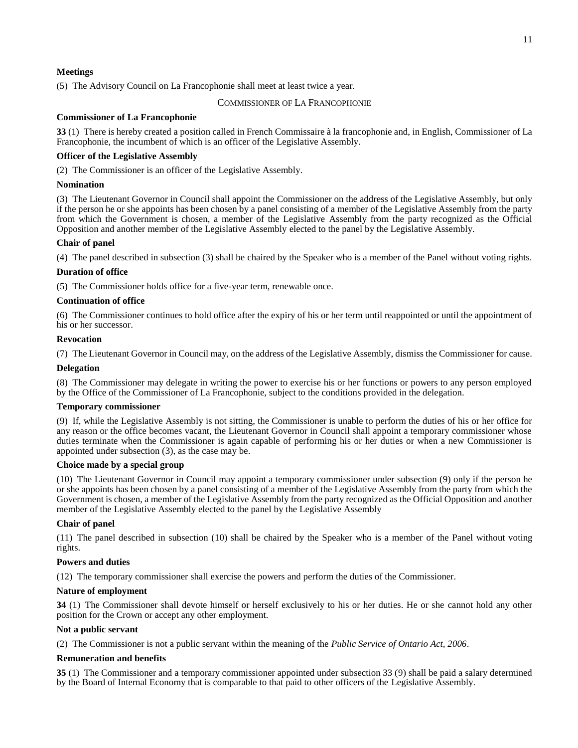**Meetings**

(5) The Advisory Council on La Francophonie shall meet at least twice a year.

COMMISSIONER OF LA FRANCOPHONIE

**Commissioner of La Francophonie**

**33** (1) There is hereby created a position called in French Commissaire à la francophonie and, in English, Commissioner of La Francophonie, the incumbent of which is an officer of the Legislative Assembly.

**Officer of the Legislative Assembly**

(2) The Commissioner is an officer of the Legislative Assembly.

**Nomination**

(3) The Lieutenant Governor in Council shall appoint the Commissioner on the address of the Legislative Assembly, but only if the person he or she appoints has been chosen by a panel consisting of a member of the Legislative Assembly from the party from which the Government is chosen, a member of the Legislative Assembly from the party recognized as the Official Opposition and another member of the Legislative Assembly elected to the panel by the Legislative Assembly.

**Chair of panel**

(4) The panel described in subsection (3) shall be chaired by the Speaker who is a member of the Panel without voting rights.

**Duration of office**

(5) The Commissioner holds office for a five-year term, renewable once.

**Continuation of office**

(6) The Commissioner continues to hold office after the expiry of his or her term until reappointed or until the appointment of his or her successor.

**Revocation**

(7) The Lieutenant Governor in Council may, on the address of the Legislative Assembly, dismiss the Commissioner for cause.

**Delegation**

(8) The Commissioner may delegate in writing the power to exercise his or her functions or powers to any person employed by the Office of the Commissioner of La Francophonie, subject to the conditions provided in the delegation.

**Temporary commissioner**

(9) If, while the Legislative Assembly is not sitting, the Commissioner is unable to perform the duties of his or her office for any reason or the office becomes vacant, the Lieutenant Governor in Council shall appoint a temporary commissioner whose duties terminate when the Commissioner is again capable of performing his or her duties or when a new Commissioner is appointed under subsection (3), as the case may be.

**Choice made by a special group**

(10) The Lieutenant Governor in Council may appoint a temporary commissioner under subsection (9) only if the person he or she appoints has been chosen by a panel consisting of a member of the Legislative Assembly from the party from which the Government is chosen, a member of the Legislative Assembly from the party recognized as the Official Opposition and another member of the Legislative Assembly elected to the panel by the Legislative Assembly

**Chair of panel**

(11) The panel described in subsection (10) shall be chaired by the Speaker who is a member of the Panel without voting rights.

**Powers and duties**

(12) The temporary commissioner shall exercise the powers and perform the duties of the Commissioner.

**Nature of employment**

**34** (1) The Commissioner shall devote himself or herself exclusively to his or her duties. He or she cannot hold any other position for the Crown or accept any other employment.

**Not a public servant**

(2) The Commissioner is not a public servant within the meaning of the *Public Service of Ontario Act, 2006*.

**Remuneration and benefits**

**35** (1) The Commissioner and a temporary commissioner appointed under subsection 33 (9) shall be paid a salary determined by the Board of Internal Economy that is comparable to that paid to other officers of the Legislative Assembly.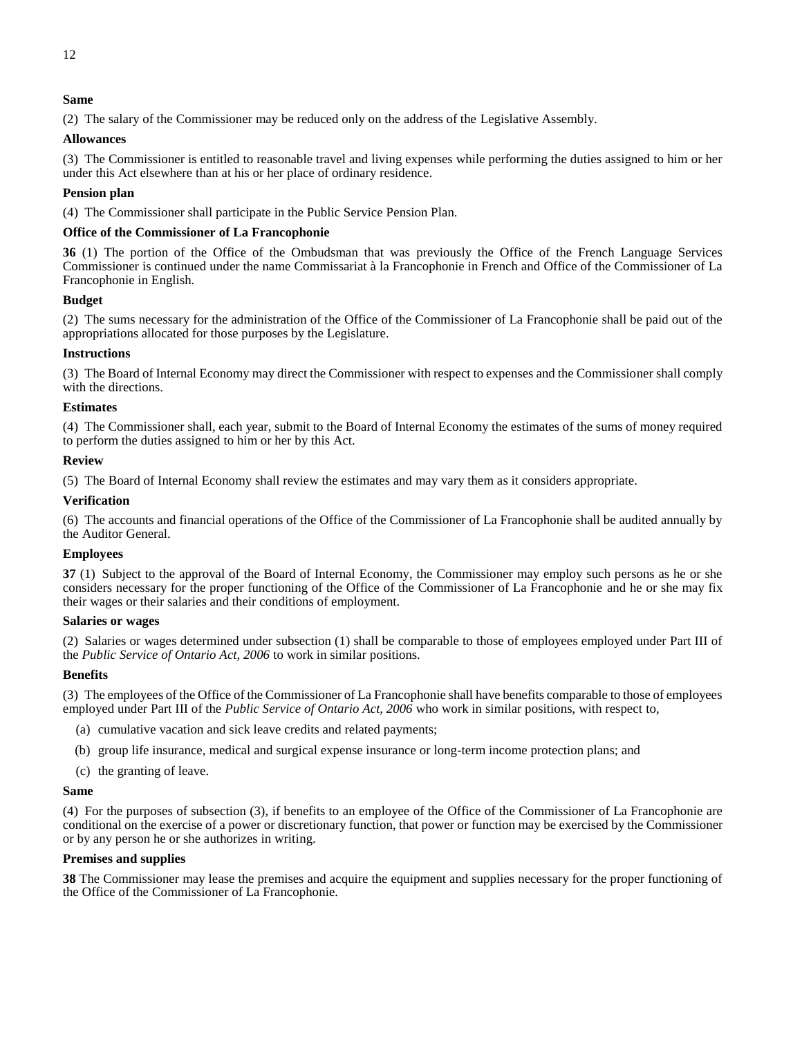**Same**

(2) The salary of the Commissioner may be reduced only on the address of the Legislative Assembly.

**Allowances**

(3) The Commissioner is entitled to reasonable travel and living expenses while performing the duties assigned to him or her under this Act elsewhere than at his or her place of ordinary residence.

**Pension plan**

(4) The Commissioner shall participate in the Public Service Pension Plan.

**Office of the Commissioner of La Francophonie**

**36** (1) The portion of the Office of the Ombudsman that was previously the Office of the French Language Services Commissioner is continued under the name Commissariat à la Francophonie in French and Office of the Commissioner of La Francophonie in English.

**Budget**

(2) The sums necessary for the administration of the Office of the Commissioner of La Francophonie shall be paid out of the appropriations allocated for those purposes by the Legislature.

**Instructions**

(3) The Board of Internal Economy may direct the Commissioner with respect to expenses and the Commissioner shall comply with the directions.

**Estimates**

(4) The Commissioner shall, each year, submit to the Board of Internal Economy the estimates of the sums of money required to perform the duties assigned to him or her by this Act.

**Review**

(5) The Board of Internal Economy shall review the estimates and may vary them as it considers appropriate.

**Verification**

(6) The accounts and financial operations of the Office of the Commissioner of La Francophonie shall be audited annually by the Auditor General.

**Employees**

**37** (1) Subject to the approval of the Board of Internal Economy, the Commissioner may employ such persons as he or she considers necessary for the proper functioning of the Office of the Commissioner of La Francophonie and he or she may fix their wages or their salaries and their conditions of employment.

**Salaries or wages**

(2) Salaries or wages determined under subsection (1) shall be comparable to those of employees employed under Part III of the *Public Service of Ontario Act, 2006* to work in similar positions.

**Benefits**

(3) The employees of the Office of the Commissioner of La Francophonie shall have benefits comparable to those of employees employed under Part III of the *Public Service of Ontario Act, 2006* who work in similar positions, with respect to,

(a) cumulative vacation and sick leave credits and related payments;

(b) group life insurance, medical and surgical expense insurance or long-term income protection plans; and

(c) the granting of leave.

**Same**

(4) For the purposes of subsection (3), if benefits to an employee of the Office of the Commissioner of La Francophonie are conditional on the exercise of a power or discretionary function, that power or function may be exercised by the Commissioner or by any person he or she authorizes in writing.

**Premises and supplies**

**38** The Commissioner may lease the premises and acquire the equipment and supplies necessary for the proper functioning of the Office of the Commissioner of La Francophonie.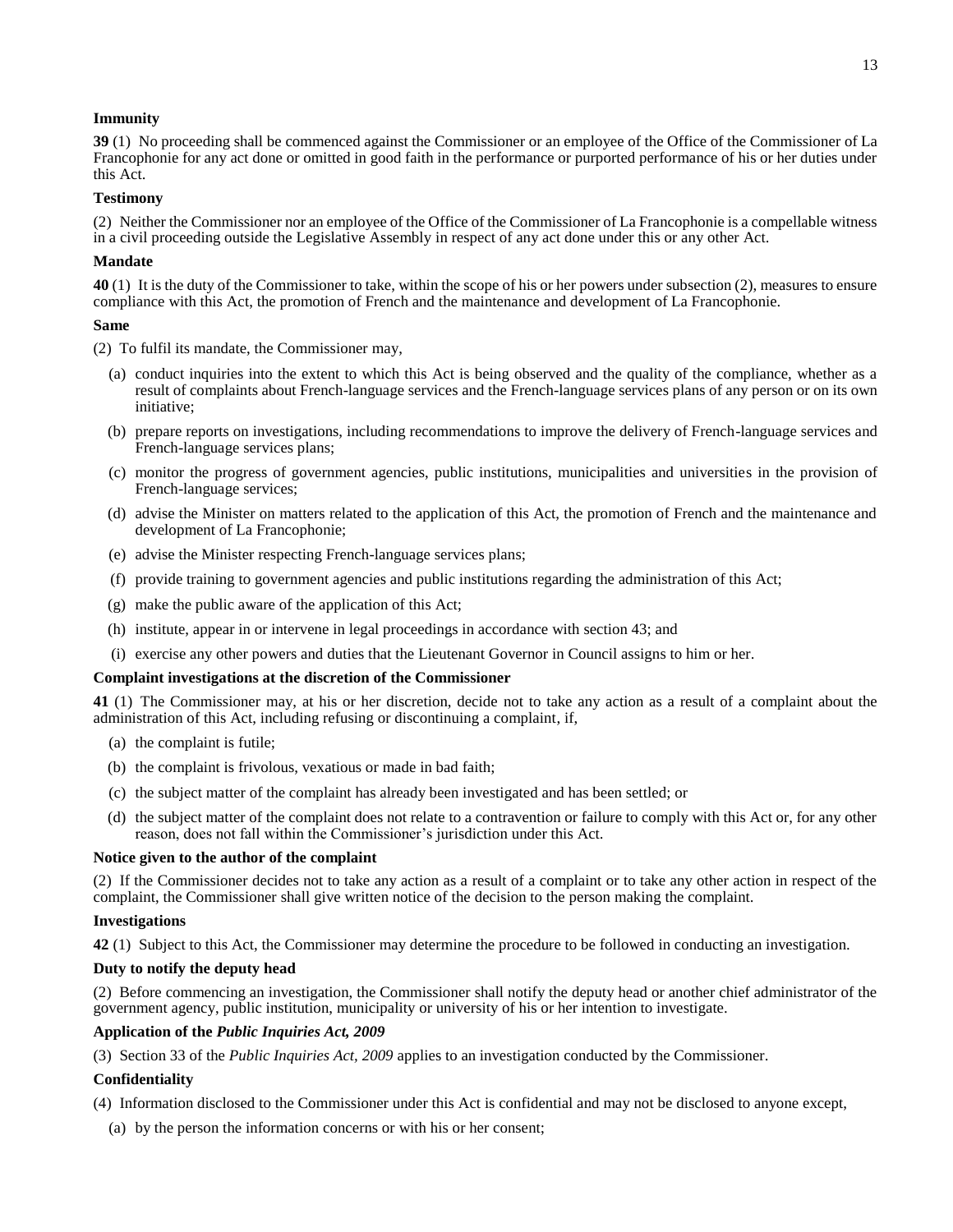**Immunity**

**39** (1) No proceeding shall be commenced against the Commissioner or an employee of the Office of the Commissioner of La Francophonie for any act done or omitted in good faith in the performance or purported performance of his or her duties under this Act.

**Testimony**

(2) Neither the Commissioner nor an employee of the Office of the Commissioner of La Francophonie is a compellable witness in a civil proceeding outside the Legislative Assembly in respect of any act done under this or any other Act.

**Mandate**

**40** (1) It is the duty of the Commissioner to take, within the scope of his or her powers under subsection (2), measures to ensure compliance with this Act, the promotion of French and the maintenance and development of La Francophonie.

**Same**

(2) To fulfil its mandate, the Commissioner may,

(a) conduct inquiries into the extent to which this Act is being observed and the quality of the compliance, whether as a result of complaints about French-language services and the French-language services plans of any person or on its own initiative;

(b) prepare reports on investigations, including recommendations to improve the delivery of French-language services and French-language services plans;

(c) monitor the progress of government agencies, public institutions, municipalities and universities in the provision of French-language services;

(d) advise the Minister on matters related to the application of this Act, the promotion of French and the maintenance and development of La Francophonie;

(e) advise the Minister respecting French-language services plans;

(f) provide training to government agencies and public institutions regarding the administration of this Act;

(g) make the public aware of the application of this Act;

(h) institute, appear in or intervene in legal proceedings in accordance with section 43; and

(i) exercise any other powers and duties that the Lieutenant Governor in Council assigns to him or her.

**Complaint investigations at the discretion of the Commissioner**

**41** (1) The Commissioner may, at his or her discretion, decide not to take any action as a result of a complaint about the administration of this Act, including refusing or discontinuing a complaint, if,

(a) the complaint is futile;

(b) the complaint is frivolous, vexatious or made in bad faith;

(c) the subject matter of the complaint has already been investigated and has been settled; or

(d) the subject matter of the complaint does not relate to a contravention or failure to comply with this Act or, for any other reason, does not fall within the Commissioner's jurisdiction under this Act.

**Notice given to the author of the complaint**

(2) If the Commissioner decides not to take any action as a result of a complaint or to take any other action in respect of the complaint, the Commissioner shall give written notice of the decision to the person making the complaint.

**Investigations**

**42** (1) Subject to this Act, the Commissioner may determine the procedure to be followed in conducting an investigation.

**Duty to notify the deputy head**

(2) Before commencing an investigation, the Commissioner shall notify the deputy head or another chief administrator of the government agency, public institution, municipality or university of his or her intention to investigate.

**Application of the *Public Inquiries Act, 2009***

(3) Section 33 of the *Public Inquiries Act, 2009* applies to an investigation conducted by the Commissioner.

**Confidentiality**

(4) Information disclosed to the Commissioner under this Act is confidential and may not be disclosed to anyone except,

(a) by the person the information concerns or with his or her consent;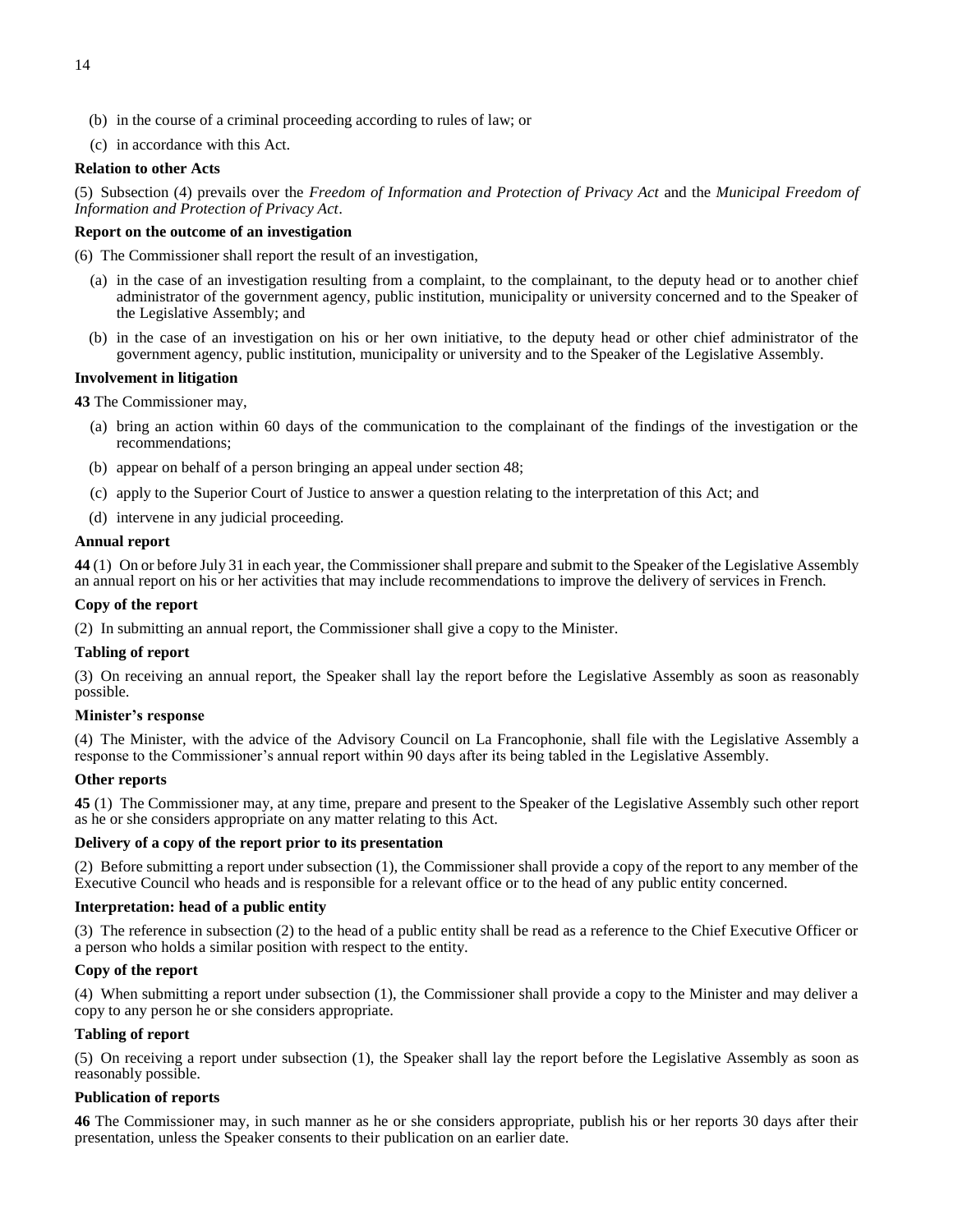(b) in the course of a criminal proceeding according to rules of law; or

(c) in accordance with this Act.

**Relation to other Acts**

(5) Subsection (4) prevails over the *Freedom of Information and Protection of Privacy Act* and the *Municipal Freedom of Information and Protection of Privacy Act*.

**Report on the outcome of an investigation**

(6) The Commissioner shall report the result of an investigation,

(a) in the case of an investigation resulting from a complaint, to the complainant, to the deputy head or to another chief administrator of the government agency, public institution, municipality or university concerned and to the Speaker of the Legislative Assembly; and

(b) in the case of an investigation on his or her own initiative, to the deputy head or other chief administrator of the government agency, public institution, municipality or university and to the Speaker of the Legislative Assembly.

**Involvement in litigation**

**43** The Commissioner may,

(a) bring an action within 60 days of the communication to the complainant of the findings of the investigation or the recommendations;

(b) appear on behalf of a person bringing an appeal under section 48;

(c) apply to the Superior Court of Justice to answer a question relating to the interpretation of this Act; and

(d) intervene in any judicial proceeding.

**Annual report**

**44** (1) On or before July 31 in each year, the Commissioner shall prepare and submit to the Speaker of the Legislative Assembly an annual report on his or her activities that may include recommendations to improve the delivery of services in French.

**Copy of the report**

(2) In submitting an annual report, the Commissioner shall give a copy to the Minister.

**Tabling of report**

(3) On receiving an annual report, the Speaker shall lay the report before the Legislative Assembly as soon as reasonably possible.

**Minister's response**

(4) The Minister, with the advice of the Advisory Council on La Francophonie, shall file with the Legislative Assembly a response to the Commissioner's annual report within 90 days after its being tabled in the Legislative Assembly.

**Other reports**

**45** (1) The Commissioner may, at any time, prepare and present to the Speaker of the Legislative Assembly such other report as he or she considers appropriate on any matter relating to this Act.

**Delivery of a copy of the report prior to its presentation**

(2) Before submitting a report under subsection (1), the Commissioner shall provide a copy of the report to any member of the Executive Council who heads and is responsible for a relevant office or to the head of any public entity concerned.

**Interpretation: head of a public entity**

(3) The reference in subsection (2) to the head of a public entity shall be read as a reference to the Chief Executive Officer or a person who holds a similar position with respect to the entity.

**Copy of the report**

(4) When submitting a report under subsection (1), the Commissioner shall provide a copy to the Minister and may deliver a copy to any person he or she considers appropriate.

**Tabling of report**

(5) On receiving a report under subsection (1), the Speaker shall lay the report before the Legislative Assembly as soon as reasonably possible.

**Publication of reports**

**46** The Commissioner may, in such manner as he or she considers appropriate, publish his or her reports 30 days after their presentation, unless the Speaker consents to their publication on an earlier date.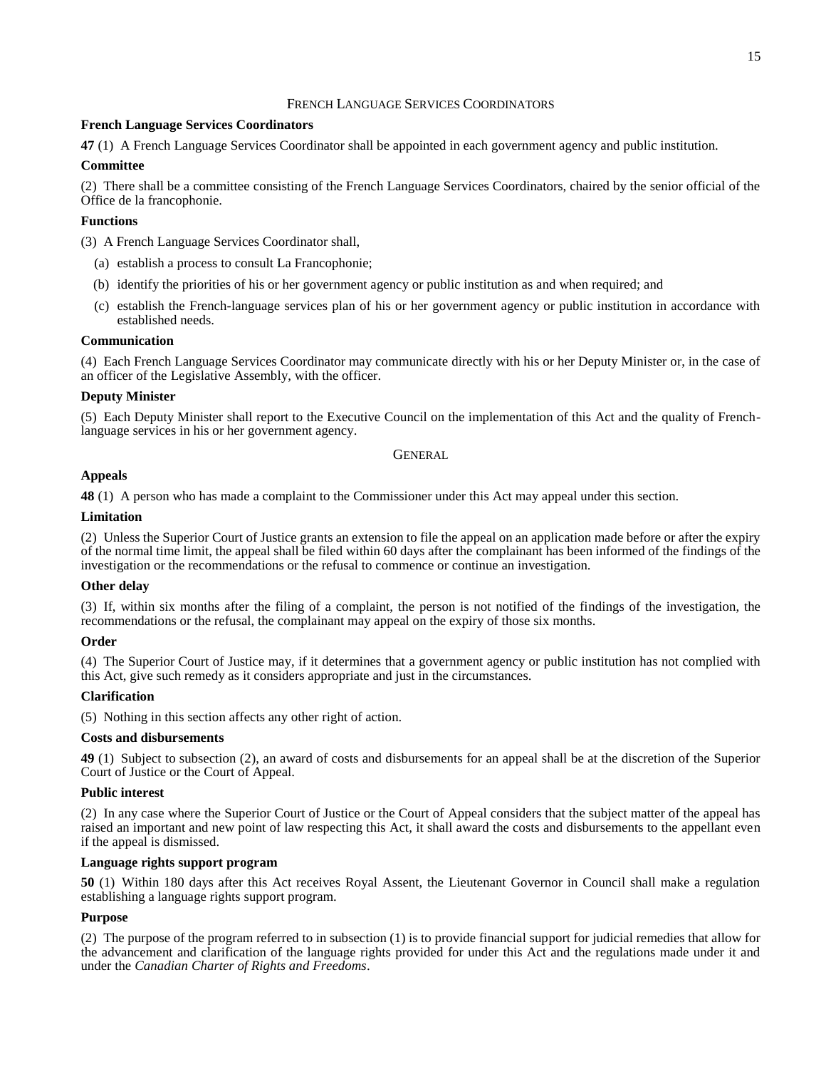## French Language Services Coordinators

### French Language Services Coordinators

**47** (1) A French Language Services Coordinator shall be appointed in each government agency and public institution.

### Committee

(2) There shall be a committee consisting of the French Language Services Coordinators, chaired by the senior official of the Office de la francophonie.

### Functions

(3) A French Language Services Coordinator shall,

(a) establish a process to consult La Francophonie;

(b) identify the priorities of his or her government agency or public institution as and when required; and

(c) establish the French-language services plan of his or her government agency or public institution in accordance with established needs.

### Communication

(4) Each French Language Services Coordinator may communicate directly with his or her Deputy Minister or, in the case of an officer of the Legislative Assembly, with the officer.

### Deputy Minister

(5) Each Deputy Minister shall report to the Executive Council on the implementation of this Act and the quality of French-language services in his or her government agency.

## General

### Appeals

**48** (1) A person who has made a complaint to the Commissioner under this Act may appeal under this section.

### Limitation

(2) Unless the Superior Court of Justice grants an extension to file the appeal on an application made before or after the expiry of the normal time limit, the appeal shall be filed within 60 days after the complainant has been informed of the findings of the investigation or the recommendations or the refusal to commence or continue an investigation.

### Other delay

(3) If, within six months after the filing of a complaint, the person is not notified of the findings of the investigation, the recommendations or the refusal, the complainant may appeal on the expiry of those six months.

### Order

(4) The Superior Court of Justice may, if it determines that a government agency or public institution has not complied with this Act, give such remedy as it considers appropriate and just in the circumstances.

### Clarification

(5) Nothing in this section affects any other right of action.

### Costs and disbursements

**49** (1) Subject to subsection (2), an award of costs and disbursements for an appeal shall be at the discretion of the Superior Court of Justice or the Court of Appeal.

### Public interest

(2) In any case where the Superior Court of Justice or the Court of Appeal considers that the subject matter of the appeal has raised an important and new point of law respecting this Act, it shall award the costs and disbursements to the appellant even if the appeal is dismissed.

### Language rights support program

**50** (1) Within 180 days after this Act receives Royal Assent, the Lieutenant Governor in Council shall make a regulation establishing a language rights support program.

### Purpose

(2) The purpose of the program referred to in subsection (1) is to provide financial support for judicial remedies that allow for the advancement and clarification of the language rights provided for under this Act and the regulations made under it and under the *Canadian Charter of Rights and Freedoms*.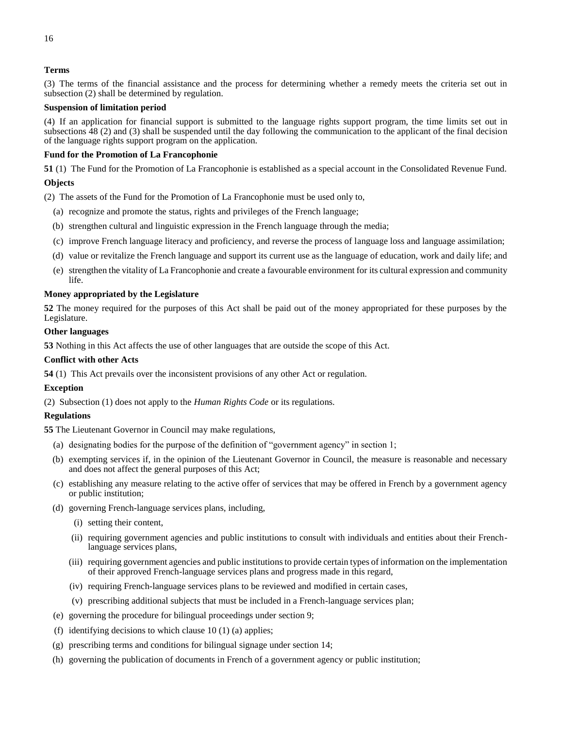**Terms**

(3) The terms of the financial assistance and the process for determining whether a remedy meets the criteria set out in subsection (2) shall be determined by regulation.

**Suspension of limitation period**

(4) If an application for financial support is submitted to the language rights support program, the time limits set out in subsections 48 (2) and (3) shall be suspended until the day following the communication to the applicant of the final decision of the language rights support program on the application.

**Fund for the Promotion of La Francophonie**

**51** (1) The Fund for the Promotion of La Francophonie is established as a special account in the Consolidated Revenue Fund.

**Objects**

(2) The assets of the Fund for the Promotion of La Francophonie must be used only to,

(a) recognize and promote the status, rights and privileges of the French language;

(b) strengthen cultural and linguistic expression in the French language through the media;

(c) improve French language literacy and proficiency, and reverse the process of language loss and language assimilation;

(d) value or revitalize the French language and support its current use as the language of education, work and daily life; and

(e) strengthen the vitality of La Francophonie and create a favourable environment for its cultural expression and community life.

**Money appropriated by the Legislature**

**52** The money required for the purposes of this Act shall be paid out of the money appropriated for these purposes by the Legislature.

**Other languages**

**53** Nothing in this Act affects the use of other languages that are outside the scope of this Act.

**Conflict with other Acts**

**54** (1) This Act prevails over the inconsistent provisions of any other Act or regulation.

**Exception**

(2) Subsection (1) does not apply to the *Human Rights Code* or its regulations.

**Regulations**

**55** The Lieutenant Governor in Council may make regulations,

(a) designating bodies for the purpose of the definition of "government agency" in section 1;

(b) exempting services if, in the opinion of the Lieutenant Governor in Council, the measure is reasonable and necessary and does not affect the general purposes of this Act;

(c) establishing any measure relating to the active offer of services that may be offered in French by a government agency or public institution;

(d) governing French-language services plans, including,

(i) setting their content,

(ii) requiring government agencies and public institutions to consult with individuals and entities about their French-language services plans,

(iii) requiring government agencies and public institutions to provide certain types of information on the implementation of their approved French-language services plans and progress made in this regard,

(iv) requiring French-language services plans to be reviewed and modified in certain cases,

(v) prescribing additional subjects that must be included in a French-language services plan;

(e) governing the procedure for bilingual proceedings under section 9;

(f) identifying decisions to which clause 10 (1) (a) applies;

(g) prescribing terms and conditions for bilingual signage under section 14;

(h) governing the publication of documents in French of a government agency or public institution;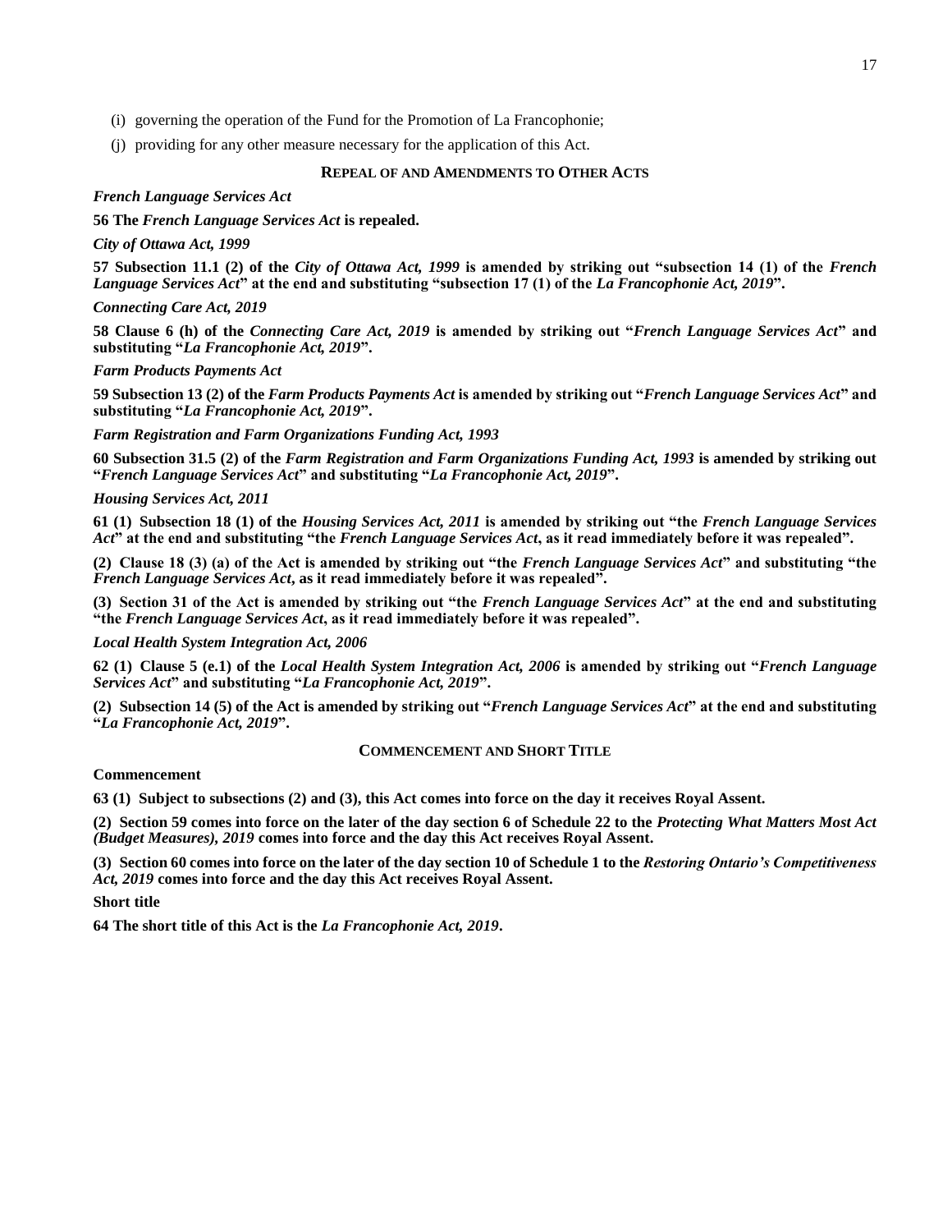(i) governing the operation of the Fund for the Promotion of La Francophonie;

(j) providing for any other measure necessary for the application of this Act.

### REPEAL OF AND AMENDMENTS TO OTHER ACTS

***French Language Services Act***

**56 The *French Language Services Act* is repealed.**

***City of Ottawa Act, 1999***

**57 Subsection 11.1 (2) of the *City of Ottawa Act, 1999* is amended by striking out "subsection 14 (1) of the *French Language Services Act*" at the end and substituting "subsection 17 (1) of the *La Francophonie Act, 2019*".**

***Connecting Care Act, 2019***

**58 Clause 6 (h) of the *Connecting Care Act, 2019* is amended by striking out "*French Language Services Act*" and substituting "*La Francophonie Act, 2019*".**

***Farm Products Payments Act***

**59 Subsection 13 (2) of the *Farm Products Payments Act* is amended by striking out "*French Language Services Act*" and substituting "*La Francophonie Act, 2019*".**

***Farm Registration and Farm Organizations Funding Act, 1993***

**60 Subsection 31.5 (2) of the *Farm Registration and Farm Organizations Funding Act, 1993* is amended by striking out "*French Language Services Act*" and substituting "*La Francophonie Act, 2019*".**

***Housing Services Act, 2011***

**61 (1) Subsection 18 (1) of the *Housing Services Act, 2011* is amended by striking out "the *French Language Services Act*" at the end and substituting "the *French Language Services Act*, as it read immediately before it was repealed".**

**(2) Clause 18 (3) (a) of the Act is amended by striking out "the *French Language Services Act*" and substituting "the *French Language Services Act*, as it read immediately before it was repealed".**

**(3) Section 31 of the Act is amended by striking out "the *French Language Services Act*" at the end and substituting "the *French Language Services Act*, as it read immediately before it was repealed".**

***Local Health System Integration Act, 2006***

**62 (1) Clause 5 (e.1) of the *Local Health System Integration Act, 2006* is amended by striking out "*French Language Services Act*" and substituting "*La Francophonie Act, 2019*".**

**(2) Subsection 14 (5) of the Act is amended by striking out "*French Language Services Act*" at the end and substituting "*La Francophonie Act, 2019*".**

### COMMENCEMENT AND SHORT TITLE

**Commencement**

**63 (1) Subject to subsections (2) and (3), this Act comes into force on the day it receives Royal Assent.**

**(2) Section 59 comes into force on the later of the day section 6 of Schedule 22 to the *Protecting What Matters Most Act (Budget Measures), 2019* comes into force and the day this Act receives Royal Assent.**

**(3) Section 60 comes into force on the later of the day section 10 of Schedule 1 to the *Restoring Ontario's Competitiveness Act, 2019* comes into force and the day this Act receives Royal Assent.**

**Short title**

**64 The short title of this Act is the *La Francophonie Act, 2019*.**